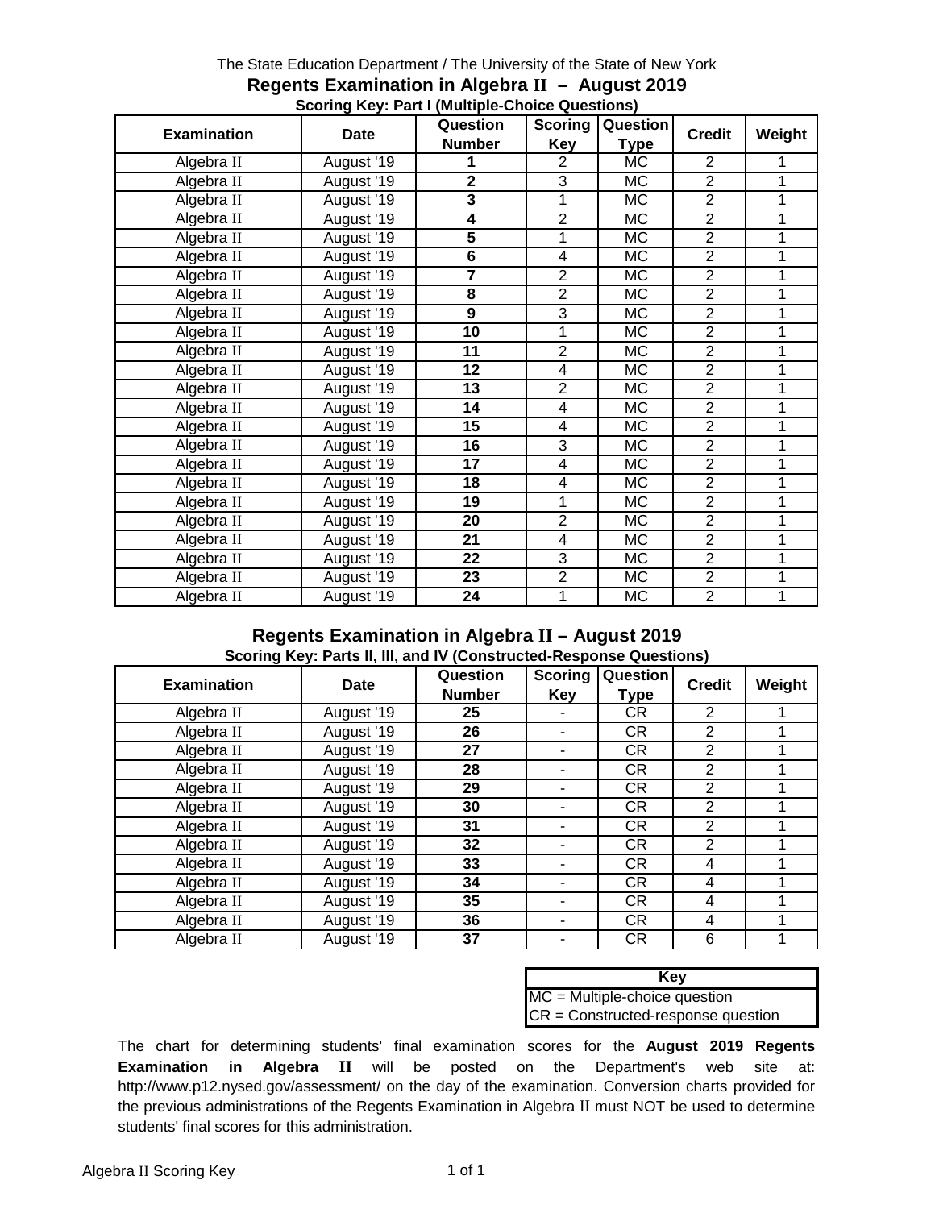The State Education Department / The University of the State of New York

# Regents Examination in Algebra II – August 2019

### Scoring Key: Part I (Multiple-Choice Questions)

| Examination | Date | Question Number | Scoring Key | Question Type | Credit | Weight |
|---|---|---|---|---|---|---|
| Algebra II | August '19 | **1** | 2 | MC | 2 | 1 |
| Algebra II | August '19 | **2** | 3 | MC | 2 | 1 |
| Algebra II | August '19 | **3** | 1 | MC | 2 | 1 |
| Algebra II | August '19 | **4** | 2 | MC | 2 | 1 |
| Algebra II | August '19 | **5** | 1 | MC | 2 | 1 |
| Algebra II | August '19 | **6** | 4 | MC | 2 | 1 |
| Algebra II | August '19 | **7** | 2 | MC | 2 | 1 |
| Algebra II | August '19 | **8** | 2 | MC | 2 | 1 |
| Algebra II | August '19 | **9** | 3 | MC | 2 | 1 |
| Algebra II | August '19 | **10** | 1 | MC | 2 | 1 |
| Algebra II | August '19 | **11** | 2 | MC | 2 | 1 |
| Algebra II | August '19 | **12** | 4 | MC | 2 | 1 |
| Algebra II | August '19 | **13** | 2 | MC | 2 | 1 |
| Algebra II | August '19 | **14** | 4 | MC | 2 | 1 |
| Algebra II | August '19 | **15** | 4 | MC | 2 | 1 |
| Algebra II | August '19 | **16** | 3 | MC | 2 | 1 |
| Algebra II | August '19 | **17** | 4 | MC | 2 | 1 |
| Algebra II | August '19 | **18** | 4 | MC | 2 | 1 |
| Algebra II | August '19 | **19** | 1 | MC | 2 | 1 |
| Algebra II | August '19 | **20** | 2 | MC | 2 | 1 |
| Algebra II | August '19 | **21** | 4 | MC | 2 | 1 |
| Algebra II | August '19 | **22** | 3 | MC | 2 | 1 |
| Algebra II | August '19 | **23** | 2 | MC | 2 | 1 |
| Algebra II | August '19 | **24** | 1 | MC | 2 | 1 |

# Regents Examination in Algebra II – August 2019

### Scoring Key: Parts II, III, and IV (Constructed-Response Questions)

| Examination | Date | Question Number | Scoring Key | Question Type | Credit | Weight |
|---|---|---|---|---|---|---|
| Algebra II | August '19 | **25** | - | CR | 2 | 1 |
| Algebra II | August '19 | **26** | - | CR | 2 | 1 |
| Algebra II | August '19 | **27** | - | CR | 2 | 1 |
| Algebra II | August '19 | **28** | - | CR | 2 | 1 |
| Algebra II | August '19 | **29** | - | CR | 2 | 1 |
| Algebra II | August '19 | **30** | - | CR | 2 | 1 |
| Algebra II | August '19 | **31** | - | CR | 2 | 1 |
| Algebra II | August '19 | **32** | - | CR | 2 | 1 |
| Algebra II | August '19 | **33** | - | CR | 4 | 1 |
| Algebra II | August '19 | **34** | - | CR | 4 | 1 |
| Algebra II | August '19 | **35** | - | CR | 4 | 1 |
| Algebra II | August '19 | **36** | - | CR | 4 | 1 |
| Algebra II | August '19 | **37** | - | CR | 6 | 1 |

| Key |
|---|
| MC = Multiple-choice question |
| CR = Constructed-response question |

The chart for determining students' final examination scores for the **August 2019 Regents Examination in Algebra II** will be posted on the Department's web site at: http://www.p12.nysed.gov/assessment/ on the day of the examination. Conversion charts provided for the previous administrations of the Regents Examination in Algebra II must NOT be used to determine students' final scores for this administration.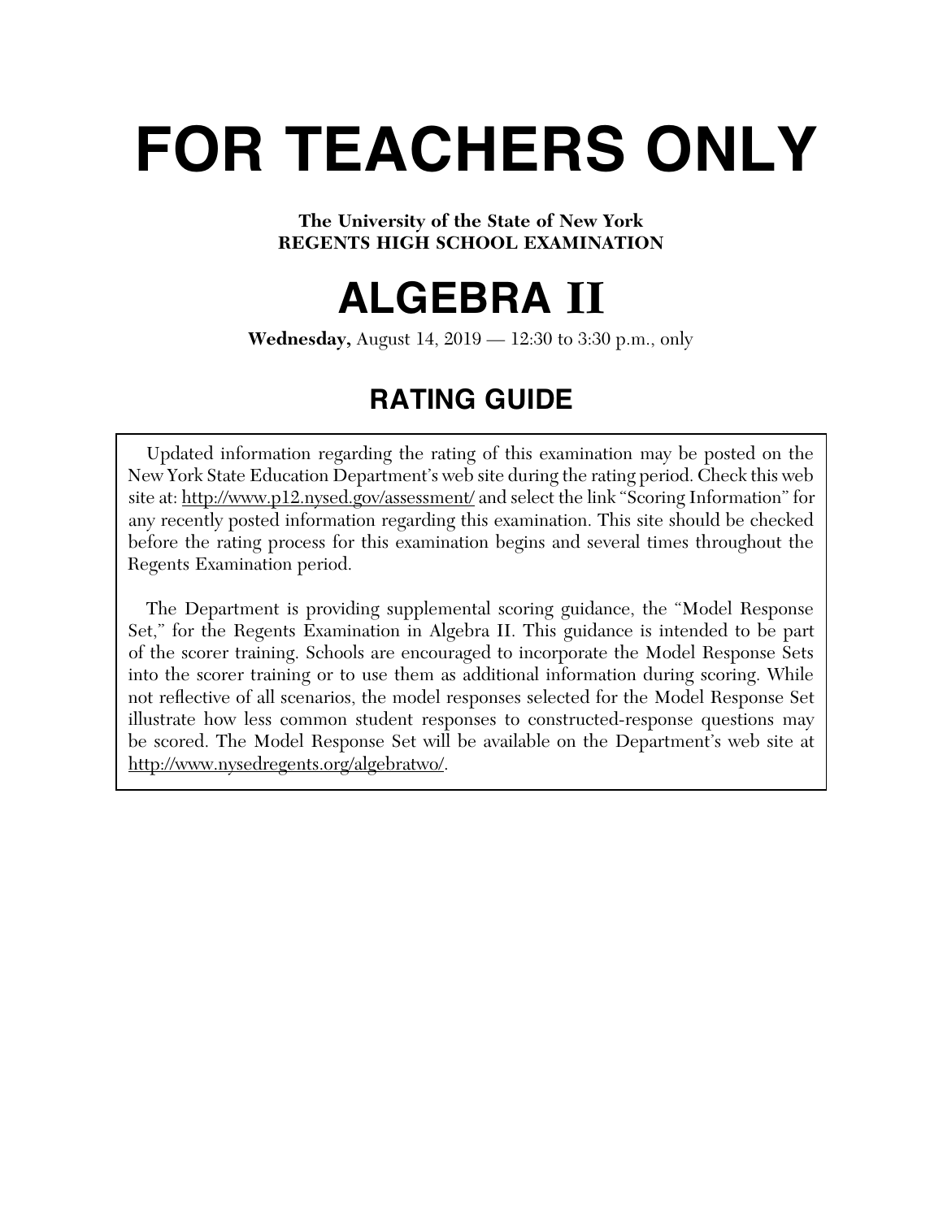# FOR TEACHERS ONLY

**The University of the State of New York**
**REGENTS HIGH SCHOOL EXAMINATION**

# ALGEBRA II

**Wednesday,** August 14, 2019 — 12:30 to 3:30 p.m., only

## RATING GUIDE

Updated information regarding the rating of this examination may be posted on the New York State Education Department's web site during the rating period. Check this web site at: http://www.p12.nysed.gov/assessment/ and select the link "Scoring Information" for any recently posted information regarding this examination. This site should be checked before the rating process for this examination begins and several times throughout the Regents Examination period.

The Department is providing supplemental scoring guidance, the "Model Response Set," for the Regents Examination in Algebra II. This guidance is intended to be part of the scorer training. Schools are encouraged to incorporate the Model Response Sets into the scorer training or to use them as additional information during scoring. While not reflective of all scenarios, the model responses selected for the Model Response Set illustrate how less common student responses to constructed-response questions may be scored. The Model Response Set will be available on the Department's web site at http://www.nysedregents.org/algebratwo/.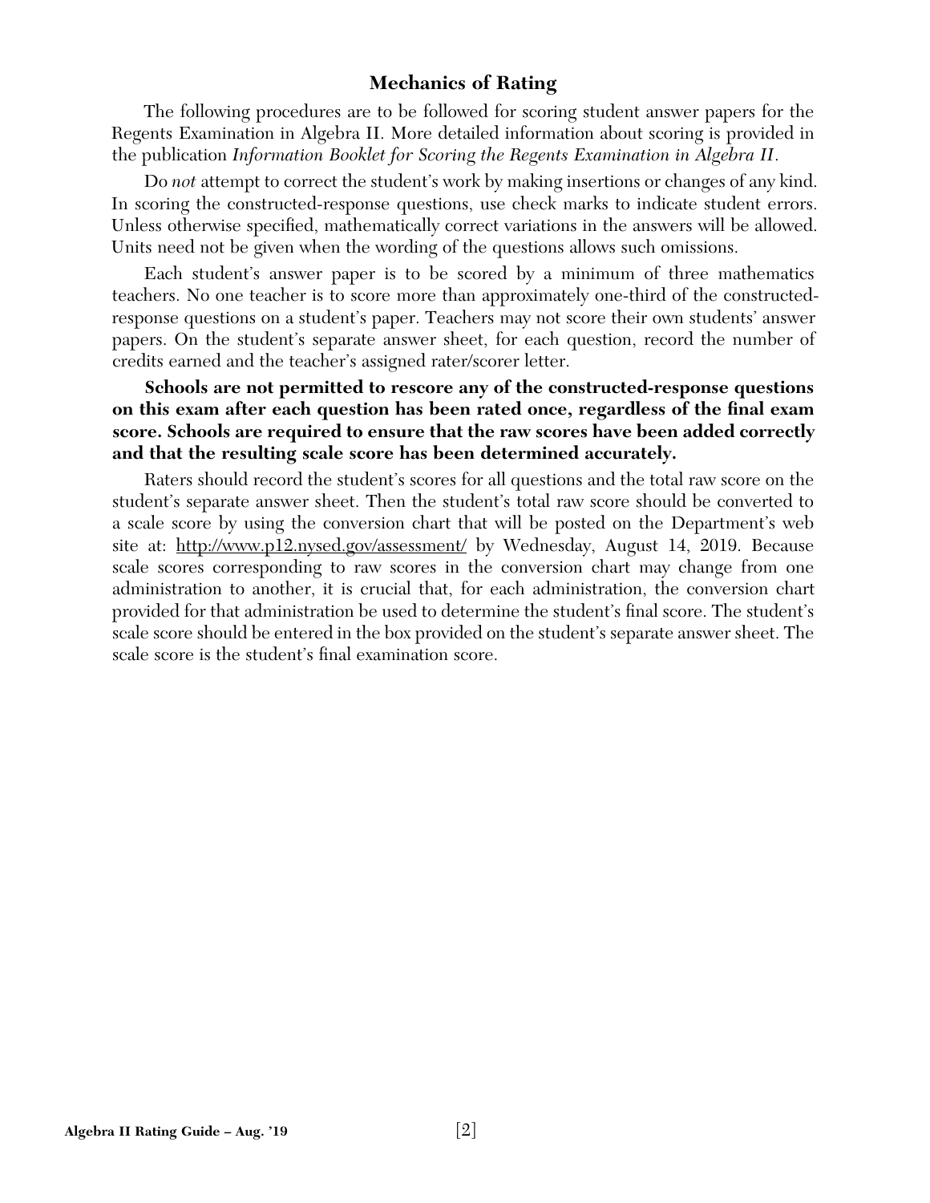## Mechanics of Rating

The following procedures are to be followed for scoring student answer papers for the Regents Examination in Algebra II. More detailed information about scoring is provided in the publication *Information Booklet for Scoring the Regents Examination in Algebra II*.

Do *not* attempt to correct the student's work by making insertions or changes of any kind. In scoring the constructed-response questions, use check marks to indicate student errors. Unless otherwise specified, mathematically correct variations in the answers will be allowed. Units need not be given when the wording of the questions allows such omissions.

Each student's answer paper is to be scored by a minimum of three mathematics teachers. No one teacher is to score more than approximately one-third of the constructed-response questions on a student's paper. Teachers may not score their own students' answer papers. On the student's separate answer sheet, for each question, record the number of credits earned and the teacher's assigned rater/scorer letter.

**Schools are not permitted to rescore any of the constructed-response questions on this exam after each question has been rated once, regardless of the final exam score. Schools are required to ensure that the raw scores have been added correctly and that the resulting scale score has been determined accurately.**

Raters should record the student's scores for all questions and the total raw score on the student's separate answer sheet. Then the student's total raw score should be converted to a scale score by using the conversion chart that will be posted on the Department's web site at: http://www.p12.nysed.gov/assessment/ by Wednesday, August 14, 2019. Because scale scores corresponding to raw scores in the conversion chart may change from one administration to another, it is crucial that, for each administration, the conversion chart provided for that administration be used to determine the student's final score. The student's scale score should be entered in the box provided on the student's separate answer sheet. The scale score is the student's final examination score.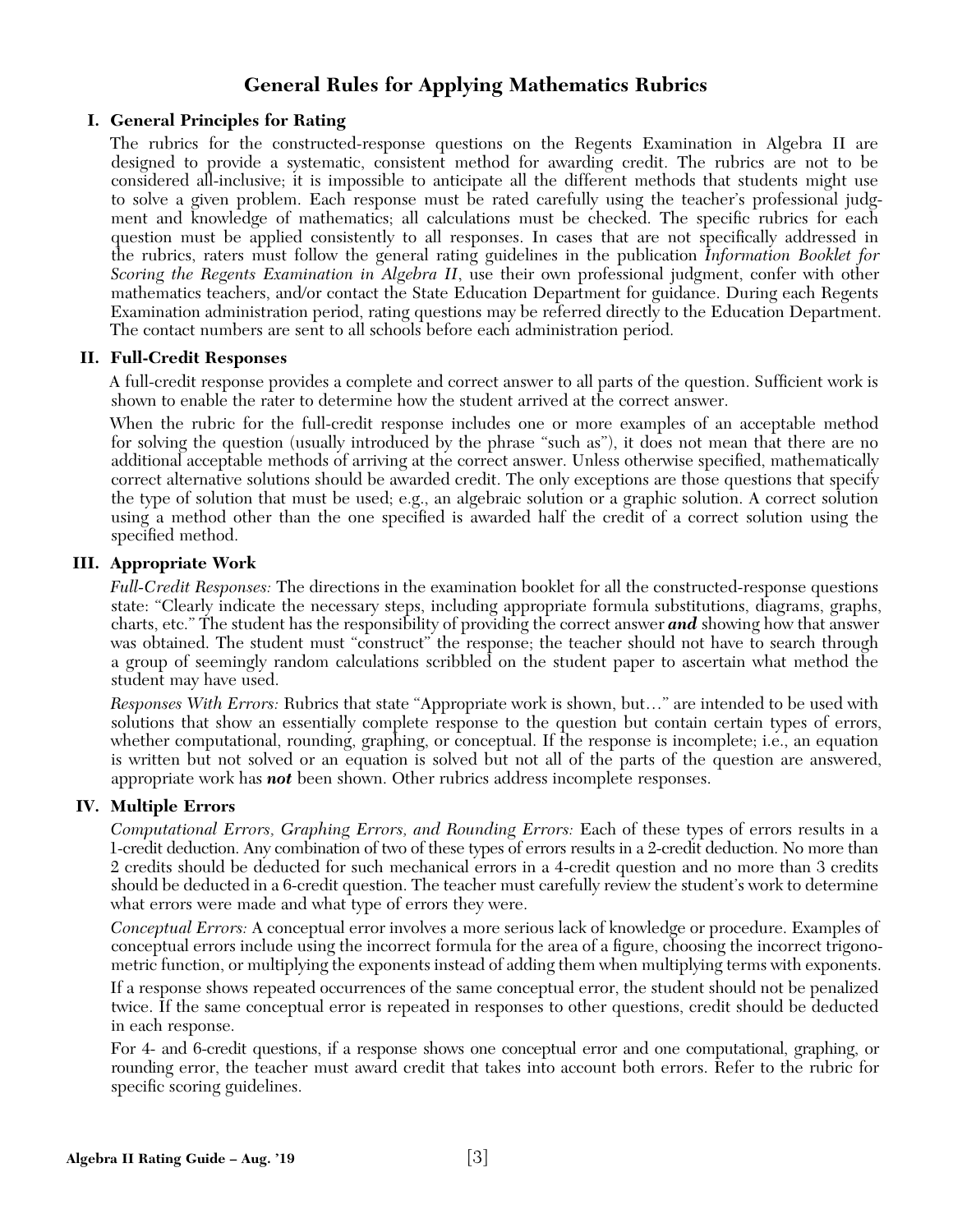# General Rules for Applying Mathematics Rubrics

## I. General Principles for Rating

The rubrics for the constructed-response questions on the Regents Examination in Algebra II are designed to provide a systematic, consistent method for awarding credit. The rubrics are not to be considered all-inclusive; it is impossible to anticipate all the different methods that students might use to solve a given problem. Each response must be rated carefully using the teacher's professional judgment and knowledge of mathematics; all calculations must be checked. The specific rubrics for each question must be applied consistently to all responses. In cases that are not specifically addressed in the rubrics, raters must follow the general rating guidelines in the publication *Information Booklet for Scoring the Regents Examination in Algebra II*, use their own professional judgment, confer with other mathematics teachers, and/or contact the State Education Department for guidance. During each Regents Examination administration period, rating questions may be referred directly to the Education Department. The contact numbers are sent to all schools before each administration period.

## II. Full-Credit Responses

A full-credit response provides a complete and correct answer to all parts of the question. Sufficient work is shown to enable the rater to determine how the student arrived at the correct answer.

When the rubric for the full-credit response includes one or more examples of an acceptable method for solving the question (usually introduced by the phrase "such as"), it does not mean that there are no additional acceptable methods of arriving at the correct answer. Unless otherwise specified, mathematically correct alternative solutions should be awarded credit. The only exceptions are those questions that specify the type of solution that must be used; e.g., an algebraic solution or a graphic solution. A correct solution using a method other than the one specified is awarded half the credit of a correct solution using the specified method.

## III. Appropriate Work

*Full-Credit Responses:* The directions in the examination booklet for all the constructed-response questions state: "Clearly indicate the necessary steps, including appropriate formula substitutions, diagrams, graphs, charts, etc." The student has the responsibility of providing the correct answer ***and*** showing how that answer was obtained. The student must "construct" the response; the teacher should not have to search through a group of seemingly random calculations scribbled on the student paper to ascertain what method the student may have used.

*Responses With Errors:* Rubrics that state "Appropriate work is shown, but…" are intended to be used with solutions that show an essentially complete response to the question but contain certain types of errors, whether computational, rounding, graphing, or conceptual. If the response is incomplete; i.e., an equation is written but not solved or an equation is solved but not all of the parts of the question are answered, appropriate work has ***not*** been shown. Other rubrics address incomplete responses.

## IV. Multiple Errors

*Computational Errors, Graphing Errors, and Rounding Errors:* Each of these types of errors results in a 1-credit deduction. Any combination of two of these types of errors results in a 2-credit deduction. No more than 2 credits should be deducted for such mechanical errors in a 4-credit question and no more than 3 credits should be deducted in a 6-credit question. The teacher must carefully review the student's work to determine what errors were made and what type of errors they were.

*Conceptual Errors:* A conceptual error involves a more serious lack of knowledge or procedure. Examples of conceptual errors include using the incorrect formula for the area of a figure, choosing the incorrect trigonometric function, or multiplying the exponents instead of adding them when multiplying terms with exponents.

If a response shows repeated occurrences of the same conceptual error, the student should not be penalized twice. If the same conceptual error is repeated in responses to other questions, credit should be deducted in each response.

For 4- and 6-credit questions, if a response shows one conceptual error and one computational, graphing, or rounding error, the teacher must award credit that takes into account both errors. Refer to the rubric for specific scoring guidelines.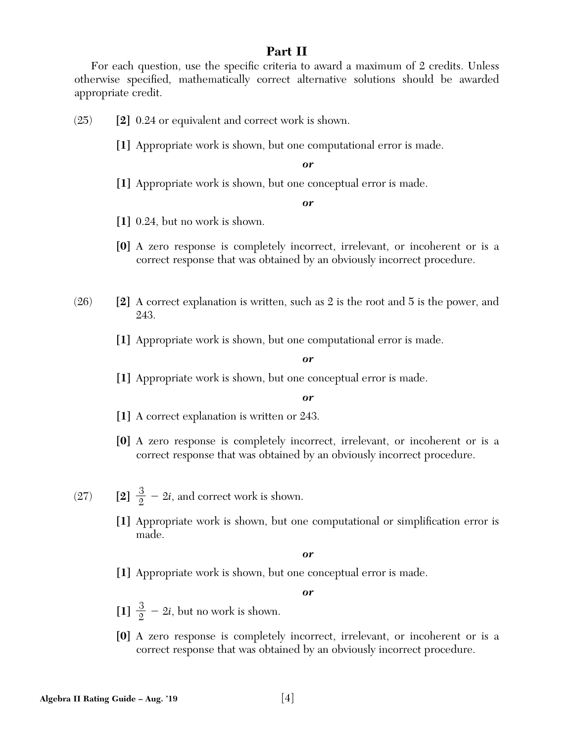## Part II

For each question, use the specific criteria to award a maximum of 2 credits. Unless otherwise specified, mathematically correct alternative solutions should be awarded appropriate credit.

(25) **[2]** 0.24 or equivalent and correct work is shown.

**[1]** Appropriate work is shown, but one computational error is made.

***or***

**[1]** Appropriate work is shown, but one conceptual error is made.

***or***

**[1]** 0.24, but no work is shown.

**[0]** A zero response is completely incorrect, irrelevant, or incoherent or is a correct response that was obtained by an obviously incorrect procedure.

(26) **[2]** A correct explanation is written, such as 2 is the root and 5 is the power, and 243.

**[1]** Appropriate work is shown, but one computational error is made.

***or***

**[1]** Appropriate work is shown, but one conceptual error is made.

***or***

**[1]** A correct explanation is written or 243.

**[0]** A zero response is completely incorrect, irrelevant, or incoherent or is a correct response that was obtained by an obviously incorrect procedure.

(27) **[2]** $\frac{3}{2} - 2i$, and correct work is shown.

**[1]** Appropriate work is shown, but one computational or simplification error is made.

***or***

**[1]** Appropriate work is shown, but one conceptual error is made.

***or***

**[1]** $\frac{3}{2} - 2i$, but no work is shown.

**[0]** A zero response is completely incorrect, irrelevant, or incoherent or is a correct response that was obtained by an obviously incorrect procedure.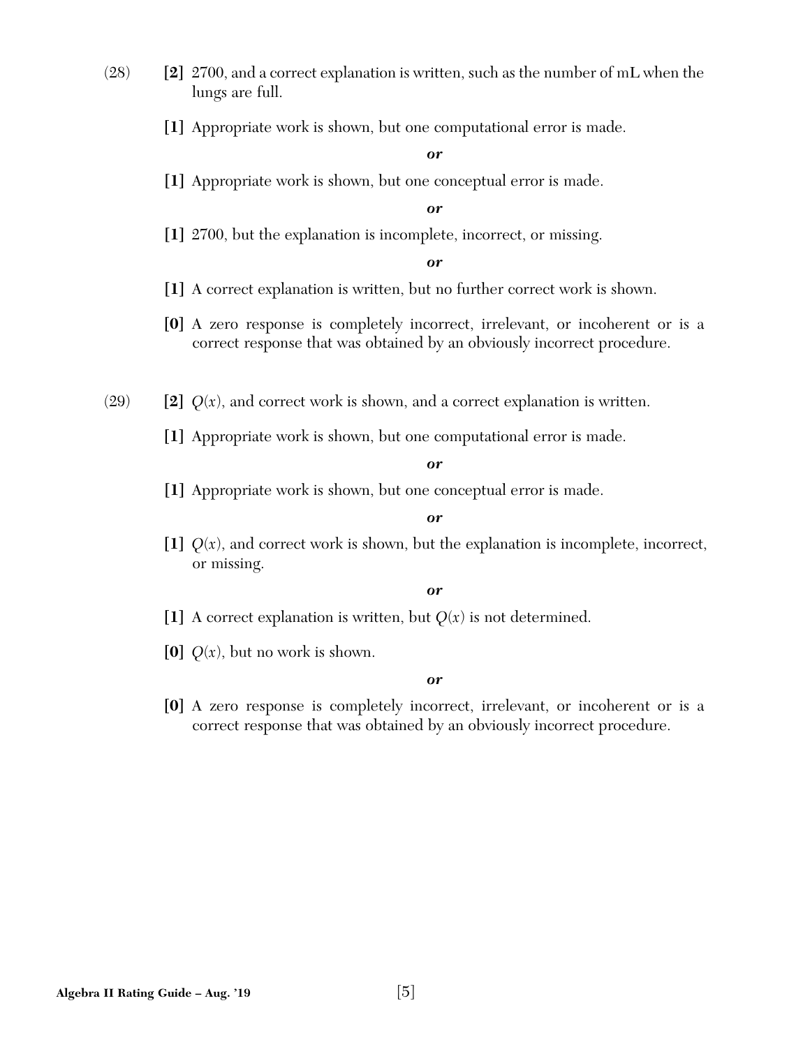(28) **[2]** 2700, and a correct explanation is written, such as the number of mL when the lungs are full.

**[1]** Appropriate work is shown, but one computational error is made.

***or***

**[1]** Appropriate work is shown, but one conceptual error is made.

***or***

**[1]** 2700, but the explanation is incomplete, incorrect, or missing.

***or***

**[1]** A correct explanation is written, but no further correct work is shown.

**[0]** A zero response is completely incorrect, irrelevant, or incoherent or is a correct response that was obtained by an obviously incorrect procedure.

(29) **[2]** $Q(x)$, and correct work is shown, and a correct explanation is written.

**[1]** Appropriate work is shown, but one computational error is made.

***or***

**[1]** Appropriate work is shown, but one conceptual error is made.

***or***

**[1]** $Q(x)$, and correct work is shown, but the explanation is incomplete, incorrect, or missing.

***or***

**[1]** A correct explanation is written, but $Q(x)$ is not determined.

**[0]** $Q(x)$, but no work is shown.

***or***

**[0]** A zero response is completely incorrect, irrelevant, or incoherent or is a correct response that was obtained by an obviously incorrect procedure.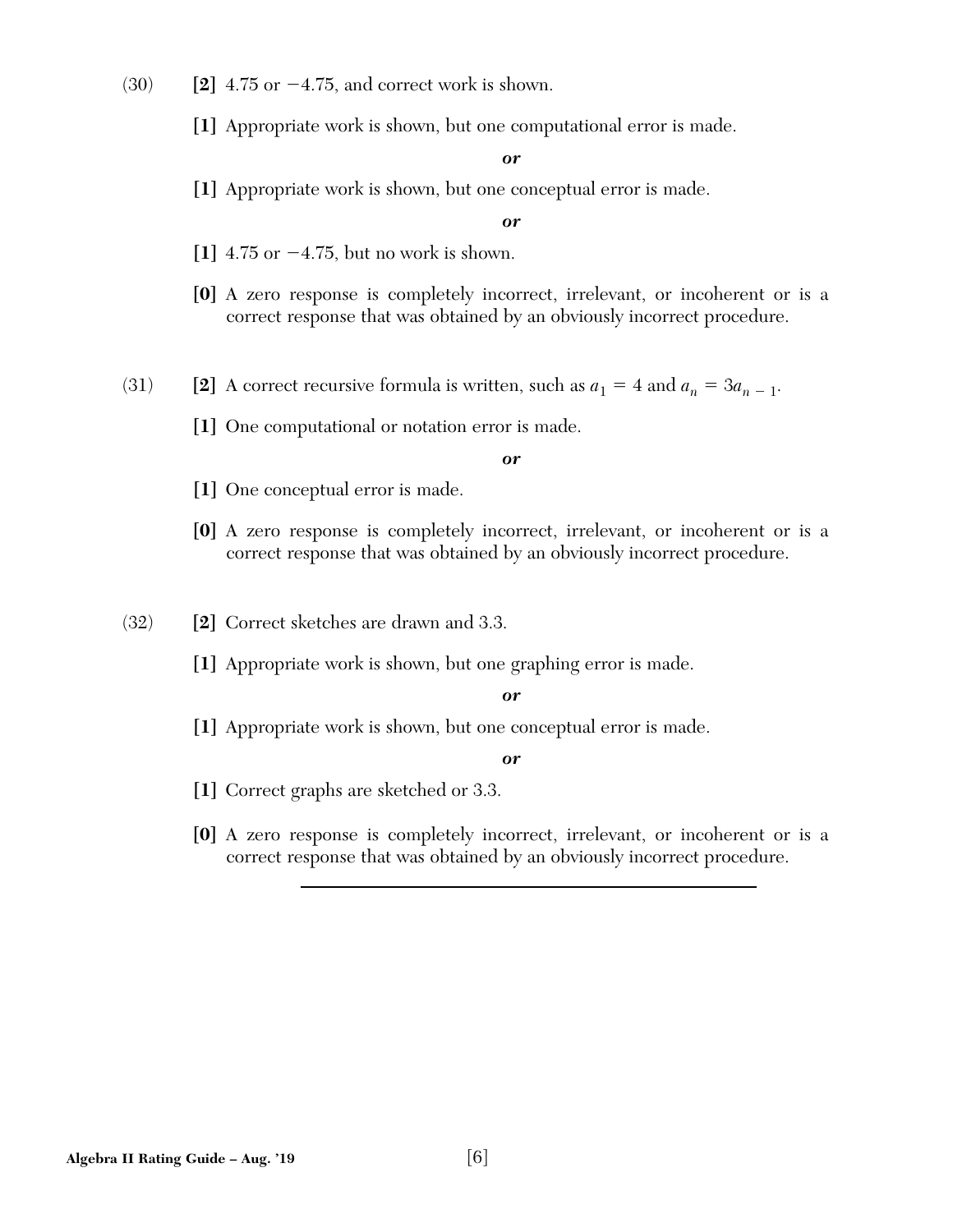(30) **[2]** 4.75 or −4.75, and correct work is shown.

**[1]** Appropriate work is shown, but one computational error is made.

***or***

**[1]** Appropriate work is shown, but one conceptual error is made.

***or***

**[1]** 4.75 or −4.75, but no work is shown.

**[0]** A zero response is completely incorrect, irrelevant, or incoherent or is a correct response that was obtained by an obviously incorrect procedure.

(31) **[2]** A correct recursive formula is written, such as $a_1 = 4$ and $a_n = 3a_{n-1}$.

**[1]** One computational or notation error is made.

***or***

**[1]** One conceptual error is made.

**[0]** A zero response is completely incorrect, irrelevant, or incoherent or is a correct response that was obtained by an obviously incorrect procedure.

(32) **[2]** Correct sketches are drawn and 3.3.

**[1]** Appropriate work is shown, but one graphing error is made.

***or***

**[1]** Appropriate work is shown, but one conceptual error is made.

***or***

**[1]** Correct graphs are sketched or 3.3.

**[0]** A zero response is completely incorrect, irrelevant, or incoherent or is a correct response that was obtained by an obviously incorrect procedure.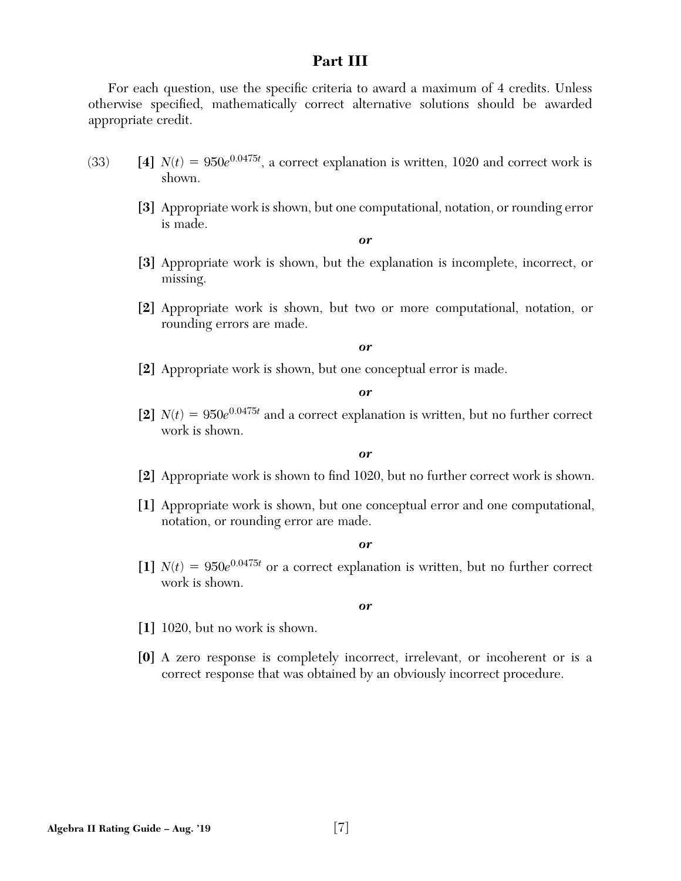## Part III

For each question, use the specific criteria to award a maximum of 4 credits. Unless otherwise specified, mathematically correct alternative solutions should be awarded appropriate credit.

(33) **[4]** $N(t) = 950e^{0.0475t}$, a correct explanation is written, 1020 and correct work is shown.

**[3]** Appropriate work is shown, but one computational, notation, or rounding error is made.

***or***

**[3]** Appropriate work is shown, but the explanation is incomplete, incorrect, or missing.

**[2]** Appropriate work is shown, but two or more computational, notation, or rounding errors are made.

***or***

**[2]** Appropriate work is shown, but one conceptual error is made.

***or***

**[2]** $N(t) = 950e^{0.0475t}$ and a correct explanation is written, but no further correct work is shown.

***or***

**[2]** Appropriate work is shown to find 1020, but no further correct work is shown.

**[1]** Appropriate work is shown, but one conceptual error and one computational, notation, or rounding error are made.

***or***

**[1]** $N(t) = 950e^{0.0475t}$ or a correct explanation is written, but no further correct work is shown.

***or***

**[1]** 1020, but no work is shown.

**[0]** A zero response is completely incorrect, irrelevant, or incoherent or is a correct response that was obtained by an obviously incorrect procedure.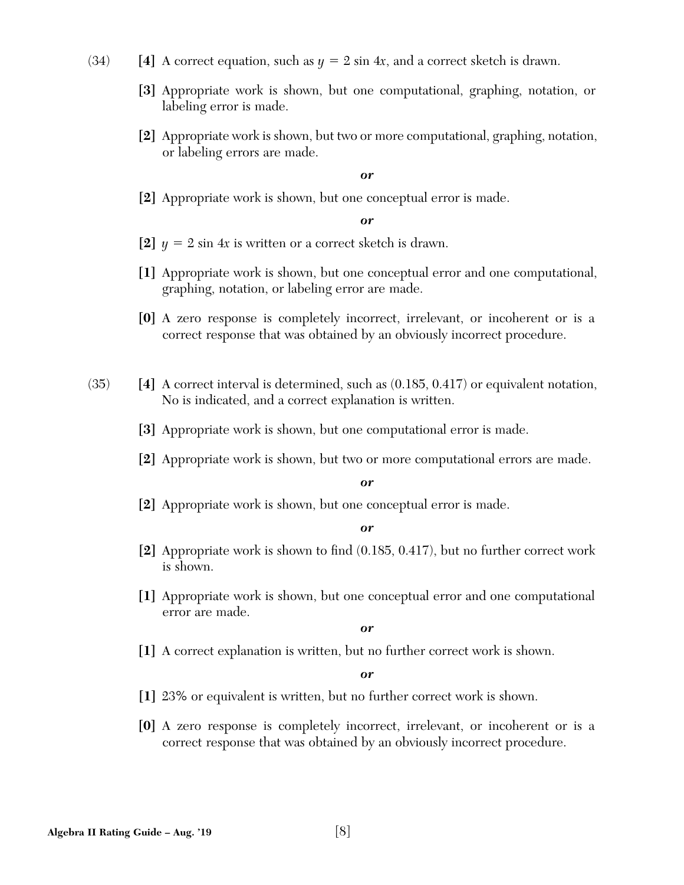(34) **[4]** A correct equation, such as $y = 2 \sin 4x$, and a correct sketch is drawn.

**[3]** Appropriate work is shown, but one computational, graphing, notation, or labeling error is made.

**[2]** Appropriate work is shown, but two or more computational, graphing, notation, or labeling errors are made.

***or***

**[2]** Appropriate work is shown, but one conceptual error is made.

***or***

**[2]** $y = 2 \sin 4x$ is written or a correct sketch is drawn.

**[1]** Appropriate work is shown, but one conceptual error and one computational, graphing, notation, or labeling error are made.

**[0]** A zero response is completely incorrect, irrelevant, or incoherent or is a correct response that was obtained by an obviously incorrect procedure.

(35) **[4]** A correct interval is determined, such as (0.185, 0.417) or equivalent notation, No is indicated, and a correct explanation is written.

**[3]** Appropriate work is shown, but one computational error is made.

**[2]** Appropriate work is shown, but two or more computational errors are made.

***or***

**[2]** Appropriate work is shown, but one conceptual error is made.

***or***

**[2]** Appropriate work is shown to find (0.185, 0.417), but no further correct work is shown.

**[1]** Appropriate work is shown, but one conceptual error and one computational error are made.

***or***

**[1]** A correct explanation is written, but no further correct work is shown.

***or***

**[1]** 23% or equivalent is written, but no further correct work is shown.

**[0]** A zero response is completely incorrect, irrelevant, or incoherent or is a correct response that was obtained by an obviously incorrect procedure.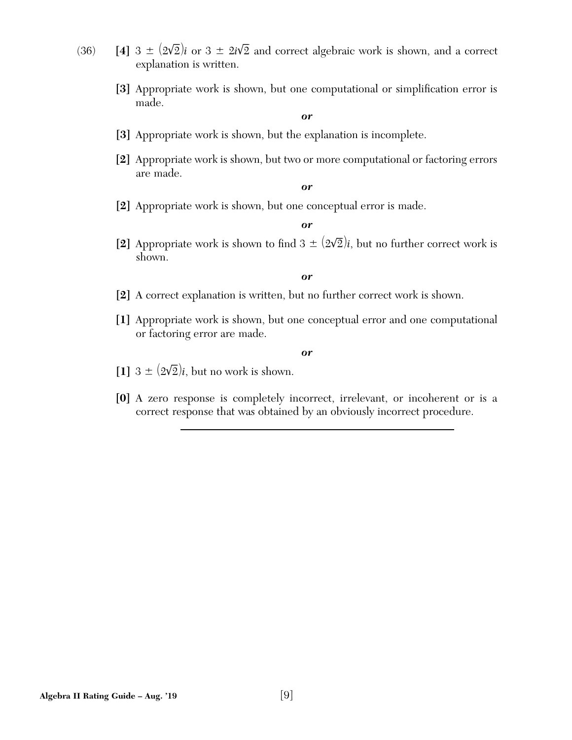(36) **[4]** $3 \pm (2\sqrt{2})i$ or $3 \pm 2i\sqrt{2}$ and correct algebraic work is shown, and a correct explanation is written.

**[3]** Appropriate work is shown, but one computational or simplification error is made.

***or***

**[3]** Appropriate work is shown, but the explanation is incomplete.

**[2]** Appropriate work is shown, but two or more computational or factoring errors are made.

***or***

**[2]** Appropriate work is shown, but one conceptual error is made.

***or***

**[2]** Appropriate work is shown to find $3 \pm (2\sqrt{2})i$, but no further correct work is shown.

***or***

**[2]** A correct explanation is written, but no further correct work is shown.

**[1]** Appropriate work is shown, but one conceptual error and one computational or factoring error are made.

***or***

**[1]** $3 \pm (2\sqrt{2})i$, but no work is shown.

**[0]** A zero response is completely incorrect, irrelevant, or incoherent or is a correct response that was obtained by an obviously incorrect procedure.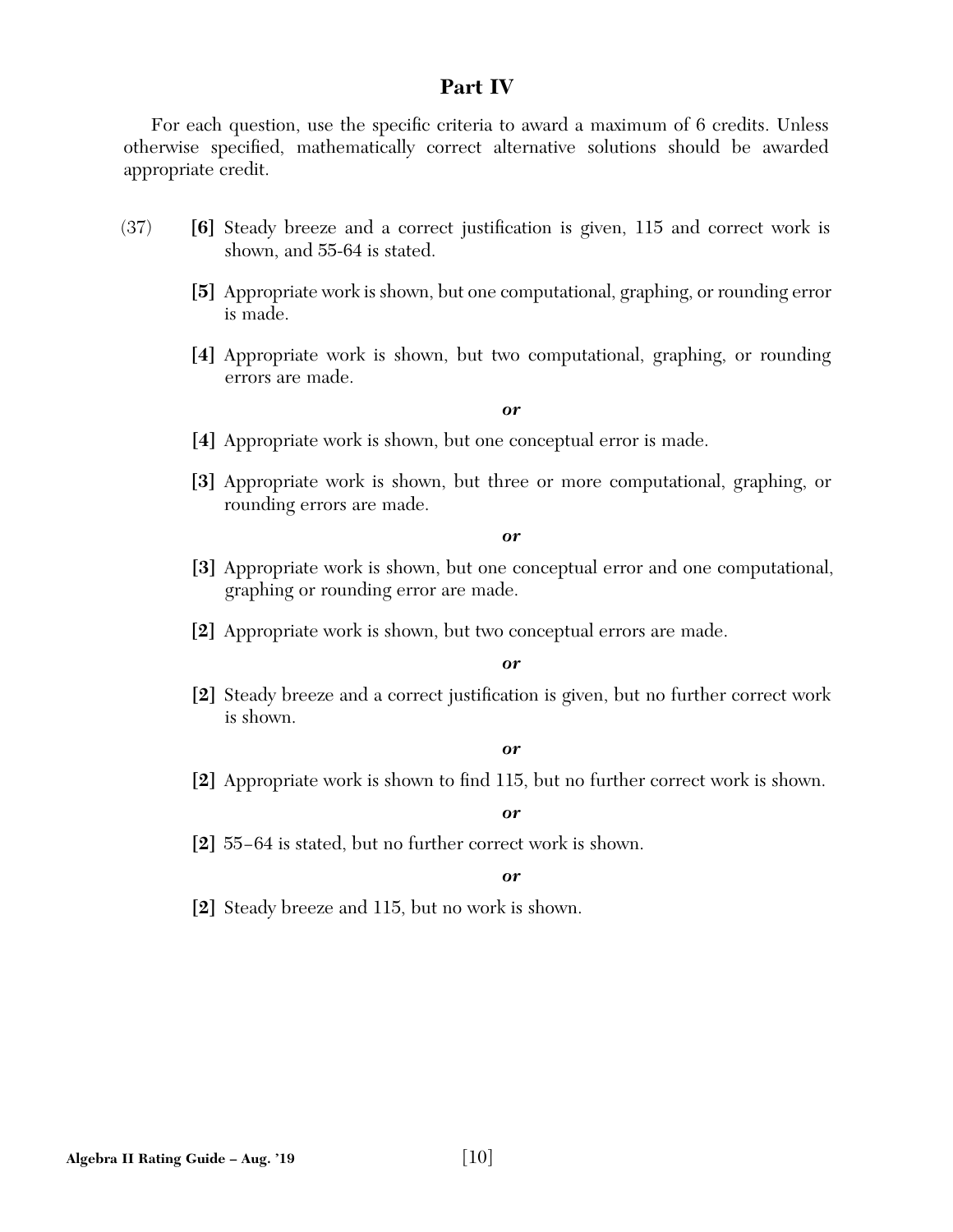## Part IV

For each question, use the specific criteria to award a maximum of 6 credits. Unless otherwise specified, mathematically correct alternative solutions should be awarded appropriate credit.

(37) **[6]** Steady breeze and a correct justification is given, 115 and correct work is shown, and 55-64 is stated.

**[5]** Appropriate work is shown, but one computational, graphing, or rounding error is made.

**[4]** Appropriate work is shown, but two computational, graphing, or rounding errors are made.

***or***

**[4]** Appropriate work is shown, but one conceptual error is made.

**[3]** Appropriate work is shown, but three or more computational, graphing, or rounding errors are made.

***or***

**[3]** Appropriate work is shown, but one conceptual error and one computational, graphing or rounding error are made.

**[2]** Appropriate work is shown, but two conceptual errors are made.

***or***

**[2]** Steady breeze and a correct justification is given, but no further correct work is shown.

***or***

**[2]** Appropriate work is shown to find 115, but no further correct work is shown.

***or***

**[2]** 55–64 is stated, but no further correct work is shown.

***or***

**[2]** Steady breeze and 115, but no work is shown.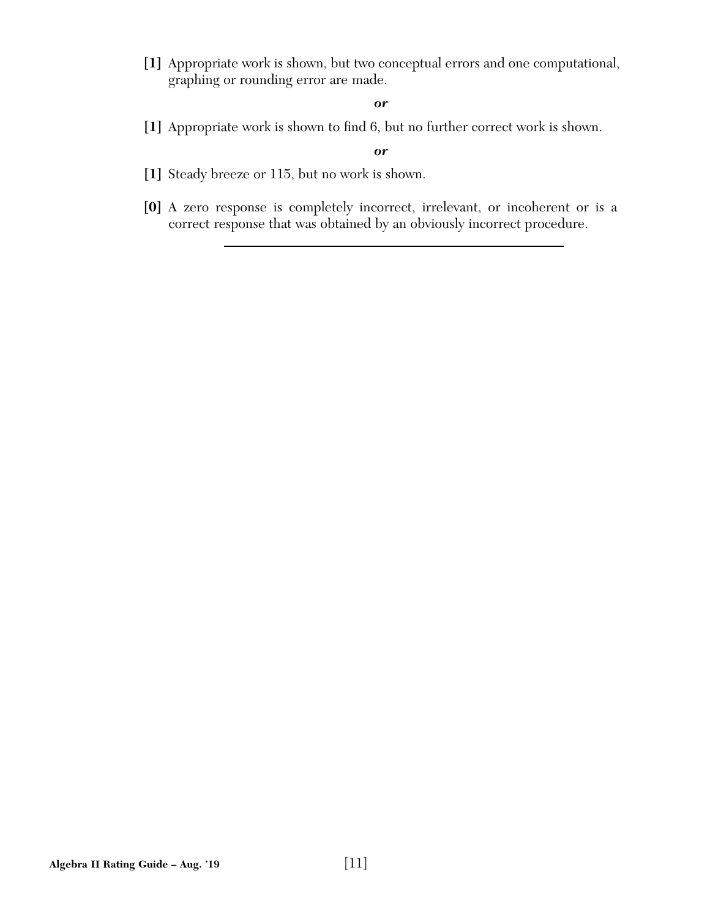**[1]** Appropriate work is shown, but two conceptual errors and one computational, graphing or rounding error are made.

***or***

**[1]** Appropriate work is shown to find 6, but no further correct work is shown.

***or***

**[1]** Steady breeze or 115, but no work is shown.

**[0]** A zero response is completely incorrect, irrelevant, or incoherent or is a correct response that was obtained by an obviously incorrect procedure.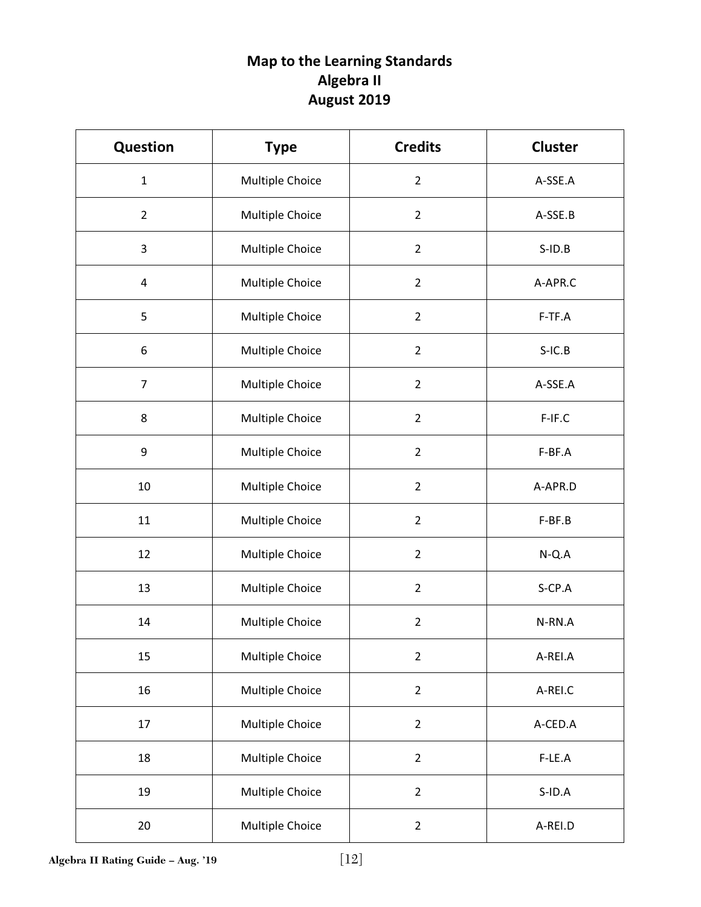# Map to the Learning Standards
## Algebra II
## August 2019

| Question | Type | Credits | Cluster |
|---|---|---|---|
| 1 | Multiple Choice | 2 | A-SSE.A |
| 2 | Multiple Choice | 2 | A-SSE.B |
| 3 | Multiple Choice | 2 | S-ID.B |
| 4 | Multiple Choice | 2 | A-APR.C |
| 5 | Multiple Choice | 2 | F-TF.A |
| 6 | Multiple Choice | 2 | S-IC.B |
| 7 | Multiple Choice | 2 | A-SSE.A |
| 8 | Multiple Choice | 2 | F-IF.C |
| 9 | Multiple Choice | 2 | F-BF.A |
| 10 | Multiple Choice | 2 | A-APR.D |
| 11 | Multiple Choice | 2 | F-BF.B |
| 12 | Multiple Choice | 2 | N-Q.A |
| 13 | Multiple Choice | 2 | S-CP.A |
| 14 | Multiple Choice | 2 | N-RN.A |
| 15 | Multiple Choice | 2 | A-REI.A |
| 16 | Multiple Choice | 2 | A-REI.C |
| 17 | Multiple Choice | 2 | A-CED.A |
| 18 | Multiple Choice | 2 | F-LE.A |
| 19 | Multiple Choice | 2 | S-ID.A |
| 20 | Multiple Choice | 2 | A-REI.D |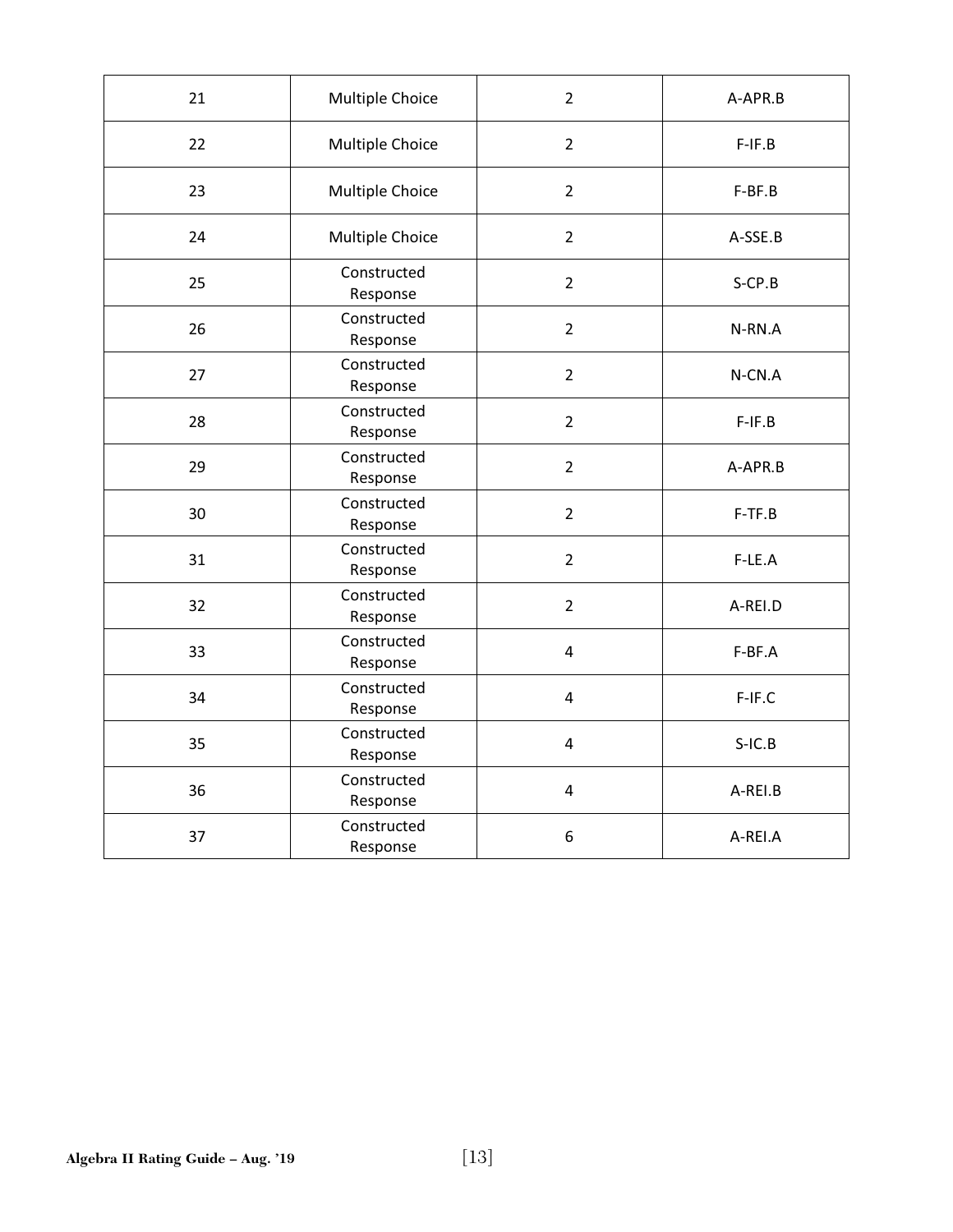| 21 | Multiple Choice | 2 | A-APR.B |
|---|---|---|---|
| 22 | Multiple Choice | 2 | F-IF.B |
| 23 | Multiple Choice | 2 | F-BF.B |
| 24 | Multiple Choice | 2 | A-SSE.B |
| 25 | Constructed Response | 2 | S-CP.B |
| 26 | Constructed Response | 2 | N-RN.A |
| 27 | Constructed Response | 2 | N-CN.A |
| 28 | Constructed Response | 2 | F-IF.B |
| 29 | Constructed Response | 2 | A-APR.B |
| 30 | Constructed Response | 2 | F-TF.B |
| 31 | Constructed Response | 2 | F-LE.A |
| 32 | Constructed Response | 2 | A-REI.D |
| 33 | Constructed Response | 4 | F-BF.A |
| 34 | Constructed Response | 4 | F-IF.C |
| 35 | Constructed Response | 4 | S-IC.B |
| 36 | Constructed Response | 4 | A-REI.B |
| 37 | Constructed Response | 6 | A-REI.A |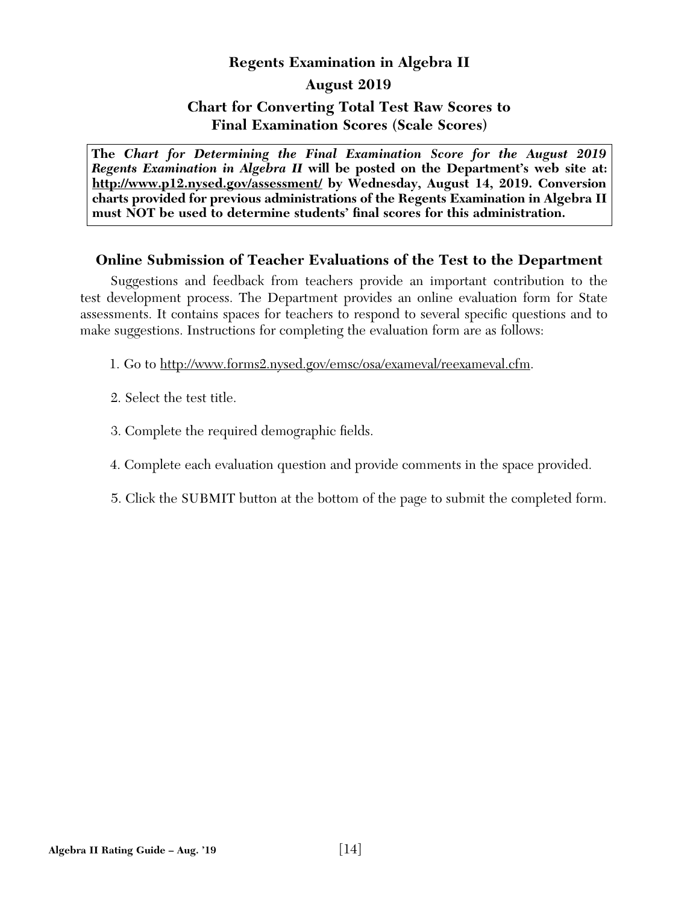# Regents Examination in Algebra II

## August 2019

## Chart for Converting Total Test Raw Scores to Final Examination Scores (Scale Scores)

**The *Chart for Determining the Final Examination Score for the August 2019 Regents Examination in Algebra II* will be posted on the Department's web site at: http://www.p12.nysed.gov/assessment/ by Wednesday, August 14, 2019. Conversion charts provided for previous administrations of the Regents Examination in Algebra II must NOT be used to determine students' final scores for this administration.**

## Online Submission of Teacher Evaluations of the Test to the Department

Suggestions and feedback from teachers provide an important contribution to the test development process. The Department provides an online evaluation form for State assessments. It contains spaces for teachers to respond to several specific questions and to make suggestions. Instructions for completing the evaluation form are as follows:

1. Go to http://www.forms2.nysed.gov/emsc/osa/exameval/reexameval.cfm.
2. Select the test title.
3. Complete the required demographic fields.
4. Complete each evaluation question and provide comments in the space provided.
5. Click the SUBMIT button at the bottom of the page to submit the completed form.